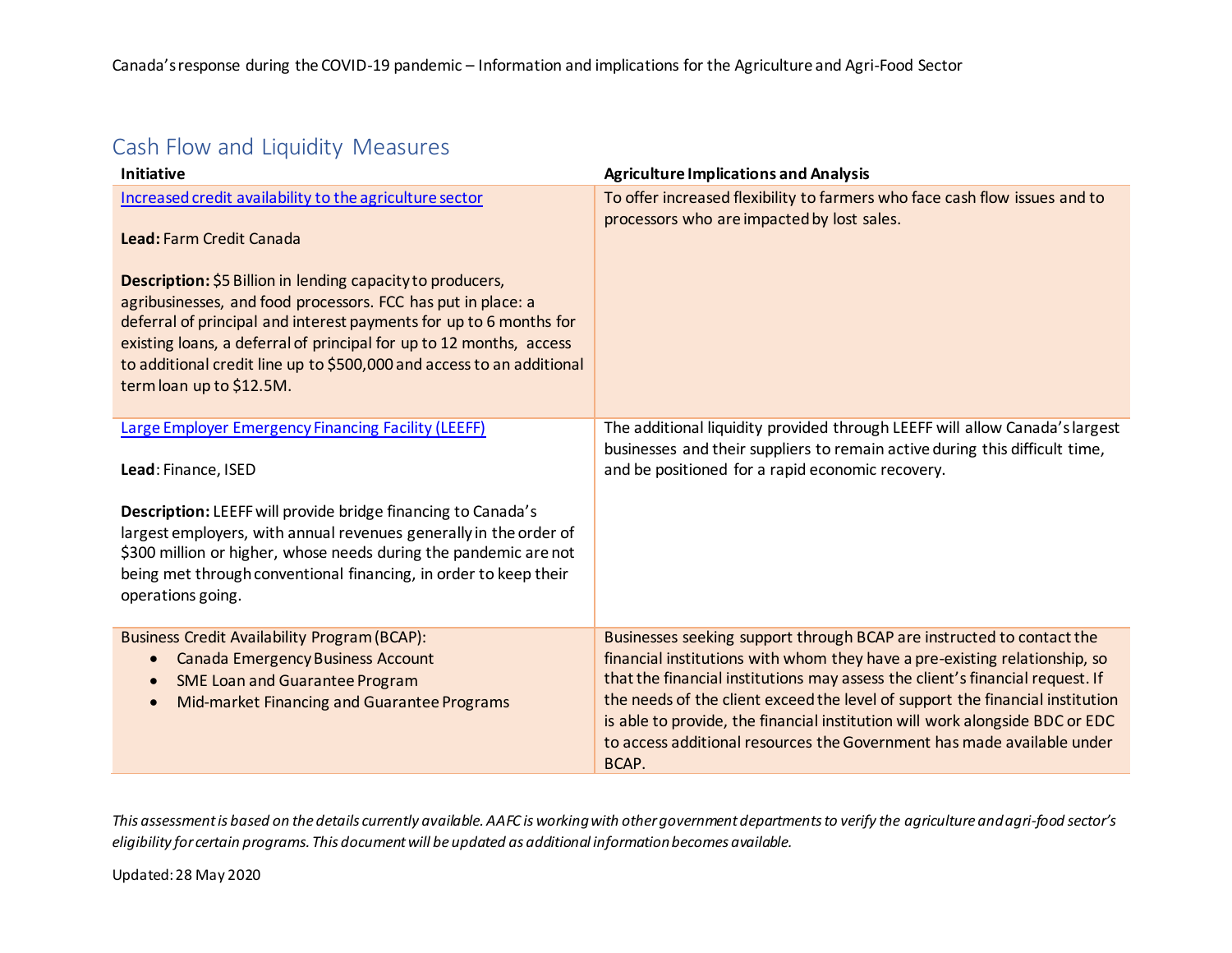Canada's response during the COVID-19 pandemic – Information and implications for the Agriculture and Agri-Food Sector

## Cash Flow and Liquidity Measures

| Initiative | Agriculture Implications and Analysis |
|---|---|
| Increased credit availability to the agriculture sector<br><br>**Lead:** Farm Credit Canada<br><br>**Description:** $5 Billion in lending capacity to producers, agribusinesses, and food processors. FCC has put in place: a deferral of principal and interest payments for up to 6 months for existing loans, a deferral of principal for up to 12 months, access to additional credit line up to $500,000 and access to an additional term loan up to $12.5M. | To offer increased flexibility to farmers who face cash flow issues and to processors who are impacted by lost sales. |
| Large Employer Emergency Financing Facility (LEEFF)<br><br>**Lead**: Finance, ISED<br><br>**Description:** LEEFF will provide bridge financing to Canada's largest employers, with annual revenues generally in the order of $300 million or higher, whose needs during the pandemic are not being met through conventional financing, in order to keep their operations going. | The additional liquidity provided through LEEFF will allow Canada's largest businesses and their suppliers to remain active during this difficult time, and be positioned for a rapid economic recovery. |
| Business Credit Availability Program (BCAP):<br>• Canada Emergency Business Account<br>• SME Loan and Guarantee Program<br>• Mid-market Financing and Guarantee Programs | Businesses seeking support through BCAP are instructed to contact the financial institutions with whom they have a pre-existing relationship, so that the financial institutions may assess the client's financial request. If the needs of the client exceed the level of support the financial institution is able to provide, the financial institution will work alongside BDC or EDC to access additional resources the Government has made available under BCAP. |

*This assessment is based on the details currently available. AAFC is working with other government departments to verify the agriculture and agri-food sector's eligibility for certain programs. This document will be updated as additional information becomes available.*

Updated: 28 May 2020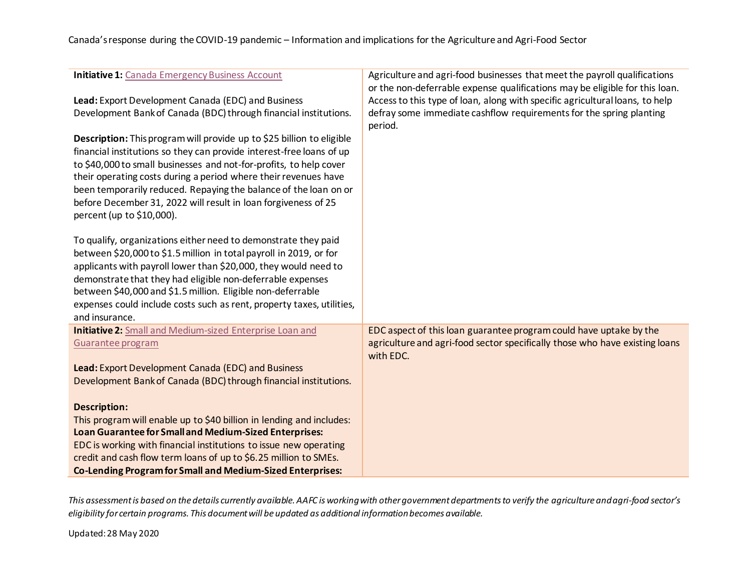| | |
|---|---|
| **Initiative 1:** Canada Emergency Business Account<br><br>**Lead:** Export Development Canada (EDC) and Business Development Bank of Canada (BDC) through financial institutions.<br><br>**Description:** This program will provide up to $25 billion to eligible financial institutions so they can provide interest-free loans of up to $40,000 to small businesses and not-for-profits, to help cover their operating costs during a period where their revenues have been temporarily reduced. Repaying the balance of the loan on or before December 31, 2022 will result in loan forgiveness of 25 percent (up to $10,000).<br><br>To qualify, organizations either need to demonstrate they paid between $20,000 to $1.5 million in total payroll in 2019, or for applicants with payroll lower than $20,000, they would need to demonstrate that they had eligible non-deferrable expenses between $40,000 and $1.5 million. Eligible non-deferrable expenses could include costs such as rent, property taxes, utilities, and insurance. | Agriculture and agri-food businesses that meet the payroll qualifications or the non-deferrable expense qualifications may be eligible for this loan. Access to this type of loan, along with specific agricultural loans, to help defray some immediate cashflow requirements for the spring planting period. |
| **Initiative 2:** Small and Medium-sized Enterprise Loan and Guarantee program<br><br>**Lead:** Export Development Canada (EDC) and Business Development Bank of Canada (BDC) through financial institutions.<br><br>**Description:**<br>This program will enable up to $40 billion in lending and includes:<br>**Loan Guarantee for Small and Medium-Sized Enterprises:**<br>EDC is working with financial institutions to issue new operating credit and cash flow term loans of up to $6.25 million to SMEs.<br>**Co-Lending Program for Small and Medium-Sized Enterprises:** | EDC aspect of this loan guarantee program could have uptake by the agriculture and agri-food sector specifically those who have existing loans with EDC. |

*This assessment is based on the details currently available. AAFC is working with other government departments to verify the agriculture and agri-food sector's eligibility for certain programs. This document will be updated as additional information becomes available.*

Updated: 28 May 2020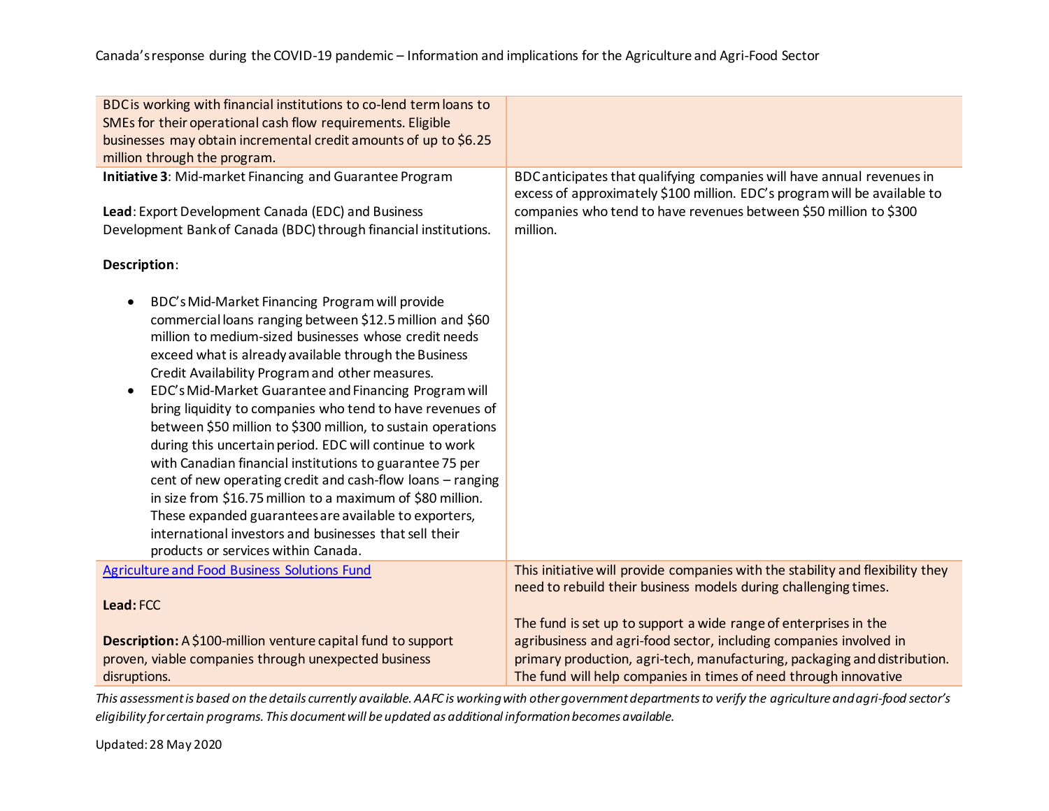| | |
|---|---|
| BDC is working with financial institutions to co-lend term loans to SMEs for their operational cash flow requirements. Eligible businesses may obtain incremental credit amounts of up to $6.25 million through the program. | |
| **Initiative 3**: Mid-market Financing and Guarantee Program<br><br>**Lead**: Export Development Canada (EDC) and Business Development Bank of Canada (BDC) through financial institutions.<br><br>**Description**:<br><br>• BDC's Mid-Market Financing Program will provide commercial loans ranging between $12.5 million and $60 million to medium-sized businesses whose credit needs exceed what is already available through the Business Credit Availability Program and other measures.<br>• EDC's Mid-Market Guarantee and Financing Program will bring liquidity to companies who tend to have revenues of between $50 million to $300 million, to sustain operations during this uncertain period. EDC will continue to work with Canadian financial institutions to guarantee 75 per cent of new operating credit and cash-flow loans – ranging in size from $16.75 million to a maximum of $80 million. These expanded guarantees are available to exporters, international investors and businesses that sell their products or services within Canada. | BDC anticipates that qualifying companies will have annual revenues in excess of approximately $100 million. EDC's program will be available to companies who tend to have revenues between $50 million to $300 million. |
| Agriculture and Food Business Solutions Fund<br><br>**Lead:** FCC<br><br>**Description:** A $100-million venture capital fund to support proven, viable companies through unexpected business disruptions. | This initiative will provide companies with the stability and flexibility they need to rebuild their business models during challenging times.<br><br>The fund is set up to support a wide range of enterprises in the agribusiness and agri-food sector, including companies involved in primary production, agri-tech, manufacturing, packaging and distribution. The fund will help companies in times of need through innovative |

*This assessment is based on the details currently available. AAFC is working with other government departments to verify the agriculture and agri-food sector's eligibility for certain programs. This document will be updated as additional information becomes available.*

Updated: 28 May 2020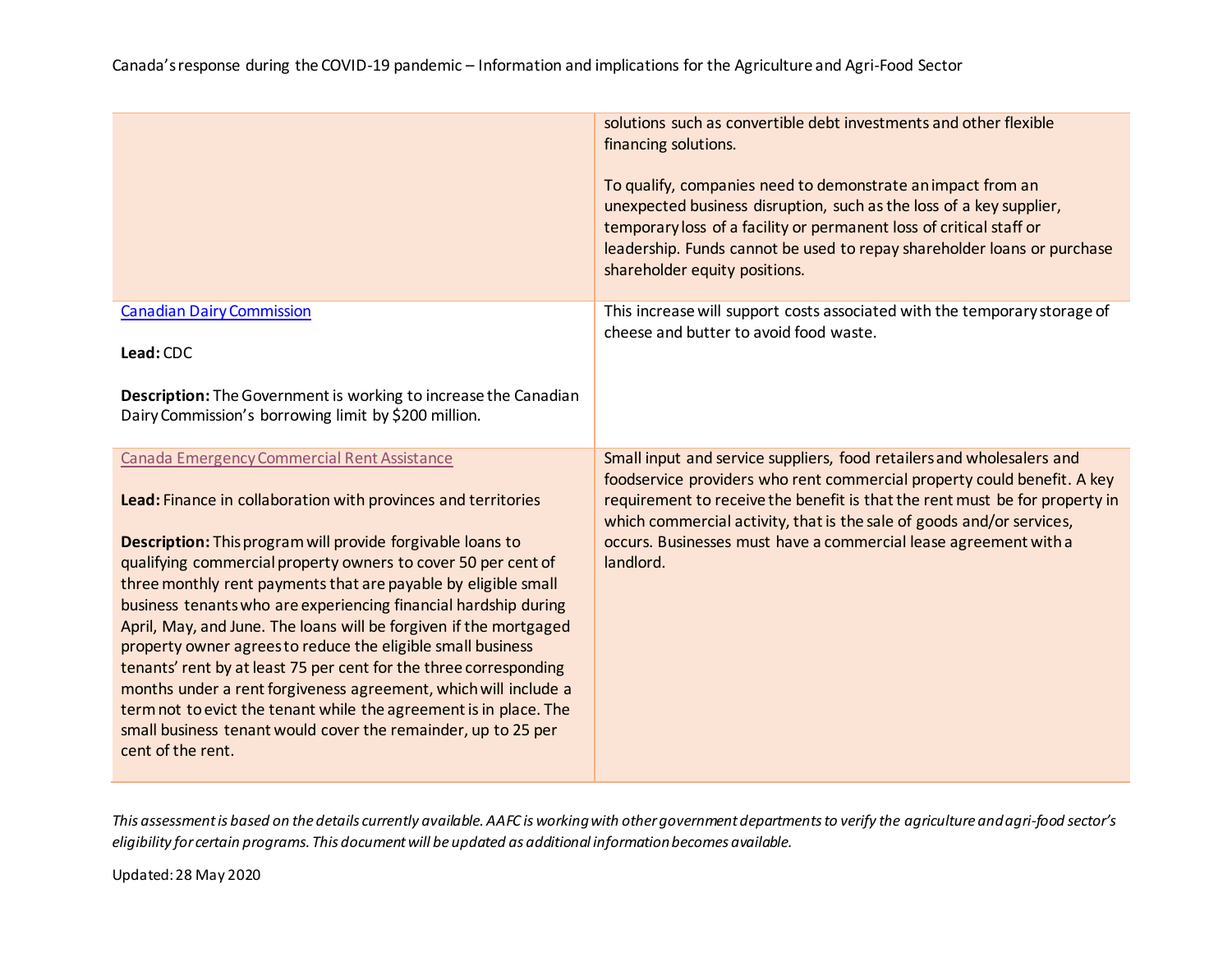| | |
|---|---|
| | solutions such as convertible debt investments and other flexible financing solutions.<br><br>To qualify, companies need to demonstrate an impact from an unexpected business disruption, such as the loss of a key supplier, temporary loss of a facility or permanent loss of critical staff or leadership. Funds cannot be used to repay shareholder loans or purchase shareholder equity positions. |
| Canadian Dairy Commission<br><br>**Lead:** CDC<br><br>**Description:** The Government is working to increase the Canadian Dairy Commission's borrowing limit by $200 million. | This increase will support costs associated with the temporary storage of cheese and butter to avoid food waste. |
| Canada Emergency Commercial Rent Assistance<br><br>**Lead:** Finance in collaboration with provinces and territories<br><br>**Description:** This program will provide forgivable loans to qualifying commercial property owners to cover 50 per cent of three monthly rent payments that are payable by eligible small business tenants who are experiencing financial hardship during April, May, and June. The loans will be forgiven if the mortgaged property owner agrees to reduce the eligible small business tenants' rent by at least 75 per cent for the three corresponding months under a rent forgiveness agreement, which will include a term not to evict the tenant while the agreement is in place. The small business tenant would cover the remainder, up to 25 per cent of the rent. | Small input and service suppliers, food retailers and wholesalers and foodservice providers who rent commercial property could benefit. A key requirement to receive the benefit is that the rent must be for property in which commercial activity, that is the sale of goods and/or services, occurs. Businesses must have a commercial lease agreement with a landlord. |

*This assessment is based on the details currently available. AAFC is working with other government departments to verify the agriculture and agri-food sector's eligibility for certain programs. This document will be updated as additional information becomes available.*

Updated: 28 May 2020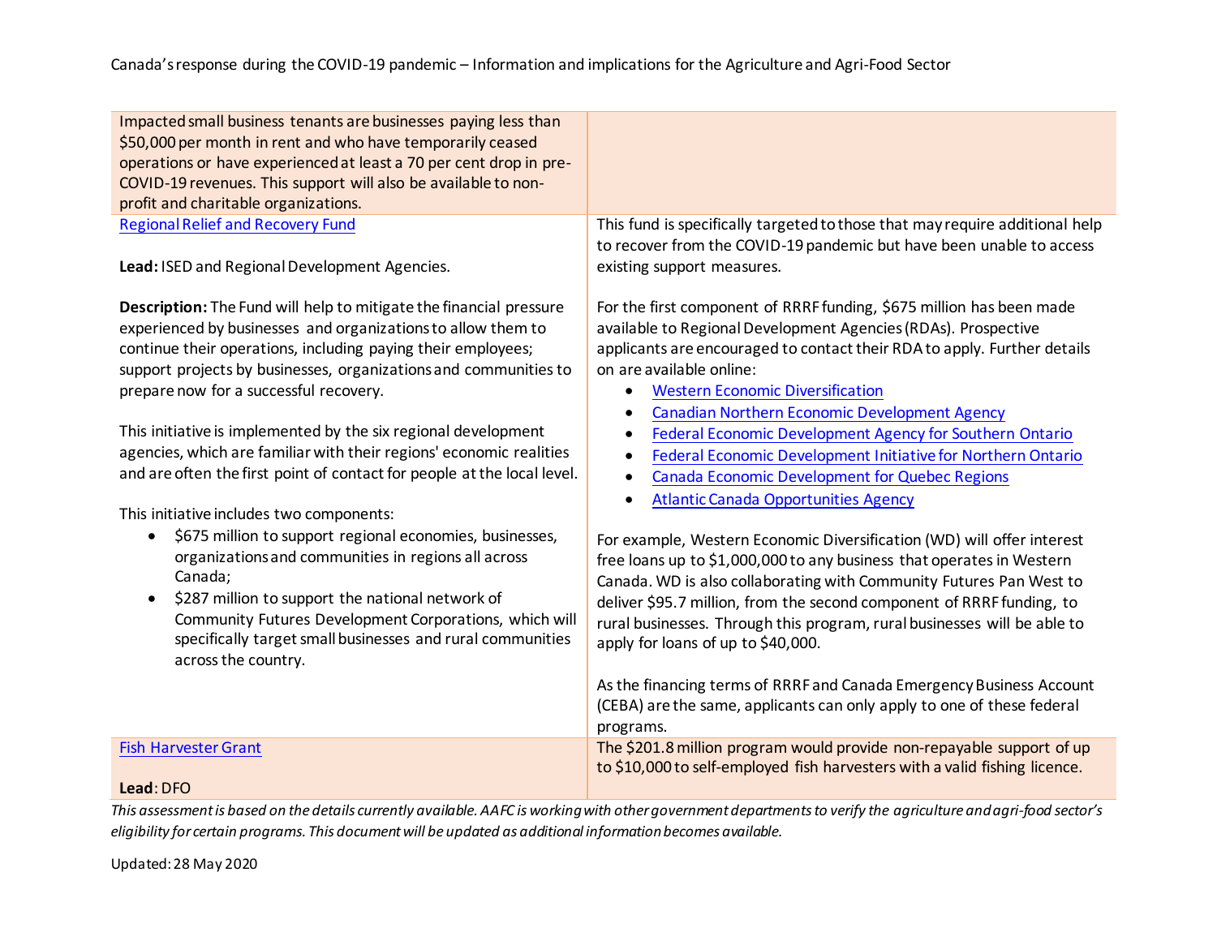| | |
|---|---|
| Impacted small business tenants are businesses paying less than \$50,000 per month in rent and who have temporarily ceased operations or have experienced at least a 70 per cent drop in pre-COVID-19 revenues. This support will also be available to non-profit and charitable organizations. | |
| [Regional Relief and Recovery Fund]()<br><br>**Lead:** ISED and Regional Development Agencies.<br><br>**Description:** The Fund will help to mitigate the financial pressure experienced by businesses and organizations to allow them to continue their operations, including paying their employees; support projects by businesses, organizations and communities to prepare now for a successful recovery.<br><br>This initiative is implemented by the six regional development agencies, which are familiar with their regions' economic realities and are often the first point of contact for people at the local level.<br><br>This initiative includes two components:<br>• \$675 million to support regional economies, businesses, organizations and communities in regions all across Canada;<br>• \$287 million to support the national network of Community Futures Development Corporations, which will specifically target small businesses and rural communities across the country. | This fund is specifically targeted to those that may require additional help to recover from the COVID-19 pandemic but have been unable to access existing support measures.<br><br>For the first component of RRRF funding, \$675 million has been made available to Regional Development Agencies (RDAs). Prospective applicants are encouraged to contact their RDA to apply. Further details on are available online:<br>• [Western Economic Diversification]()<br>• [Canadian Northern Economic Development Agency]()<br>• [Federal Economic Development Agency for Southern Ontario]()<br>• [Federal Economic Development Initiative for Northern Ontario]()<br>• [Canada Economic Development for Quebec Regions]()<br>• [Atlantic Canada Opportunities Agency]()<br><br>For example, Western Economic Diversification (WD) will offer interest free loans up to \$1,000,000 to any business that operates in Western Canada. WD is also collaborating with Community Futures Pan West to deliver \$95.7 million, from the second component of RRRF funding, to rural businesses. Through this program, rural businesses will be able to apply for loans of up to \$40,000.<br><br>As the financing terms of RRRF and Canada Emergency Business Account (CEBA) are the same, applicants can only apply to one of these federal programs. |
| [Fish Harvester Grant]()<br><br>**Lead**: DFO | The \$201.8 million program would provide non-repayable support of up to \$10,000 to self-employed fish harvesters with a valid fishing licence. |

*This assessment is based on the details currently available. AAFC is working with other government departments to verify the agriculture and agri-food sector's eligibility for certain programs. This document will be updated as additional information becomes available.*

Updated: 28 May 2020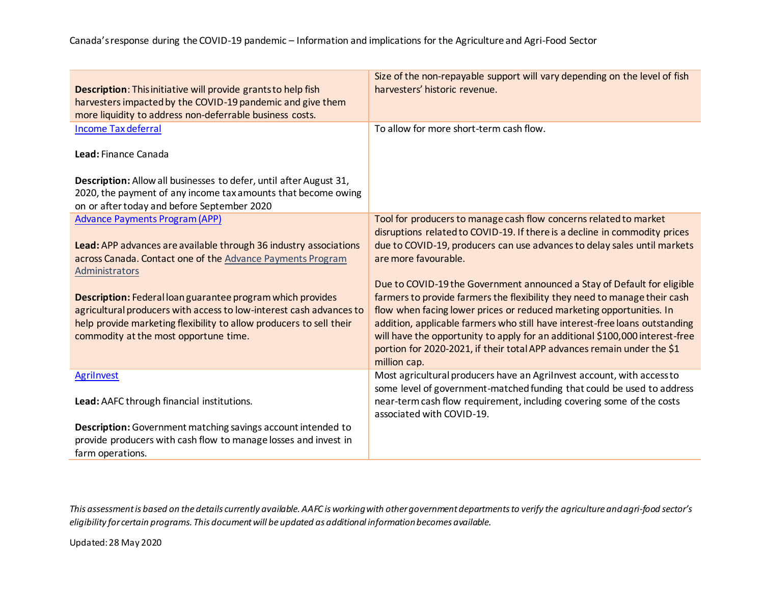| | |
|---|---|
| **Description**: This initiative will provide grants to help fish harvesters impacted by the COVID-19 pandemic and give them more liquidity to address non-deferrable business costs. | Size of the non-repayable support will vary depending on the level of fish harvesters' historic revenue. |
| Income Tax deferral<br><br>**Lead:** Finance Canada<br><br>**Description:** Allow all businesses to defer, until after August 31, 2020, the payment of any income tax amounts that become owing on or after today and before September 2020 | To allow for more short-term cash flow. |
| Advance Payments Program (APP)<br><br>**Lead:** APP advances are available through 36 industry associations across Canada. Contact one of the Advance Payments Program Administrators<br><br>**Description:** Federal loan guarantee program which provides agricultural producers with access to low-interest cash advances to help provide marketing flexibility to allow producers to sell their commodity at the most opportune time. | Tool for producers to manage cash flow concerns related to market disruptions related to COVID-19. If there is a decline in commodity prices due to COVID-19, producers can use advances to delay sales until markets are more favourable.<br><br>Due to COVID-19 the Government announced a Stay of Default for eligible farmers to provide farmers the flexibility they need to manage their cash flow when facing lower prices or reduced marketing opportunities. In addition, applicable farmers who still have interest-free loans outstanding will have the opportunity to apply for an additional $100,000 interest-free portion for 2020-2021, if their total APP advances remain under the $1 million cap. |
| AgriInvest<br><br>**Lead:** AAFC through financial institutions.<br><br>**Description:** Government matching savings account intended to provide producers with cash flow to manage losses and invest in farm operations. | Most agricultural producers have an AgriInvest account, with access to some level of government-matched funding that could be used to address near-term cash flow requirement, including covering some of the costs associated with COVID-19. |

*This assessment is based on the details currently available. AAFC is working with other government departments to verify the agriculture and agri-food sector's eligibility for certain programs. This document will be updated as additional information becomes available.*

Updated: 28 May 2020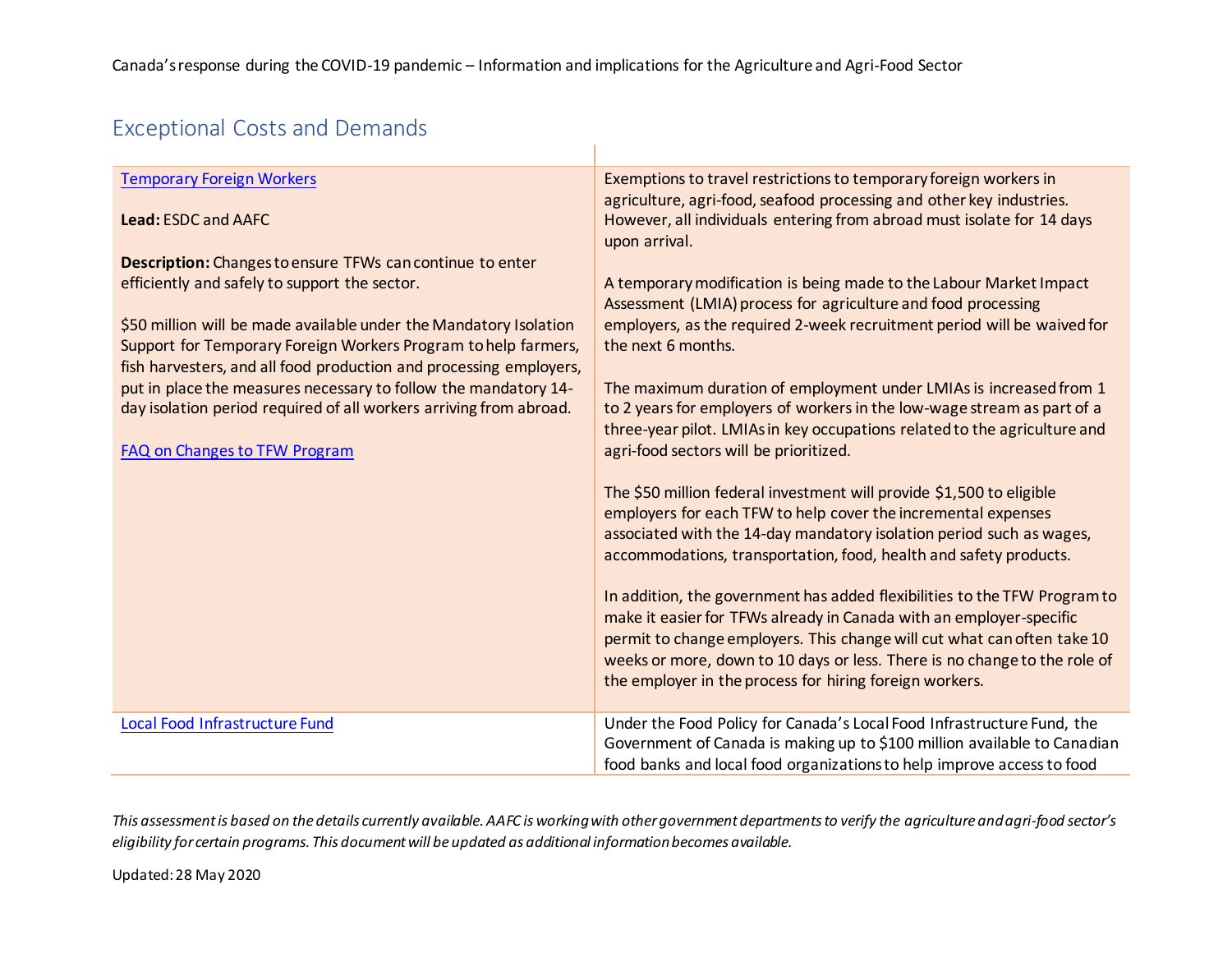## Exceptional Costs and Demands

| | |
|---|---|
| Temporary Foreign Workers<br><br>**Lead:** ESDC and AAFC<br><br>**Description:** Changes to ensure TFWs can continue to enter efficiently and safely to support the sector.<br><br>$50 million will be made available under the Mandatory Isolation Support for Temporary Foreign Workers Program to help farmers, fish harvesters, and all food production and processing employers, put in place the measures necessary to follow the mandatory 14-day isolation period required of all workers arriving from abroad.<br><br>FAQ on Changes to TFW Program | Exemptions to travel restrictions to temporary foreign workers in agriculture, agri-food, seafood processing and other key industries. However, all individuals entering from abroad must isolate for 14 days upon arrival.<br><br>A temporary modification is being made to the Labour Market Impact Assessment (LMIA) process for agriculture and food processing employers, as the required 2-week recruitment period will be waived for the next 6 months.<br><br>The maximum duration of employment under LMIAs is increased from 1 to 2 years for employers of workers in the low-wage stream as part of a three-year pilot. LMIAs in key occupations related to the agriculture and agri-food sectors will be prioritized.<br><br>The $50 million federal investment will provide $1,500 to eligible employers for each TFW to help cover the incremental expenses associated with the 14-day mandatory isolation period such as wages, accommodations, transportation, food, health and safety products.<br><br>In addition, the government has added flexibilities to the TFW Program to make it easier for TFWs already in Canada with an employer-specific permit to change employers. This change will cut what can often take 10 weeks or more, down to 10 days or less. There is no change to the role of the employer in the process for hiring foreign workers. |
| Local Food Infrastructure Fund | Under the Food Policy for Canada's Local Food Infrastructure Fund, the Government of Canada is making up to $100 million available to Canadian food banks and local food organizations to help improve access to food |

*This assessment is based on the details currently available. AAFC is working with other government departments to verify the agriculture and agri-food sector's eligibility for certain programs. This document will be updated as additional information becomes available.*

Updated: 28 May 2020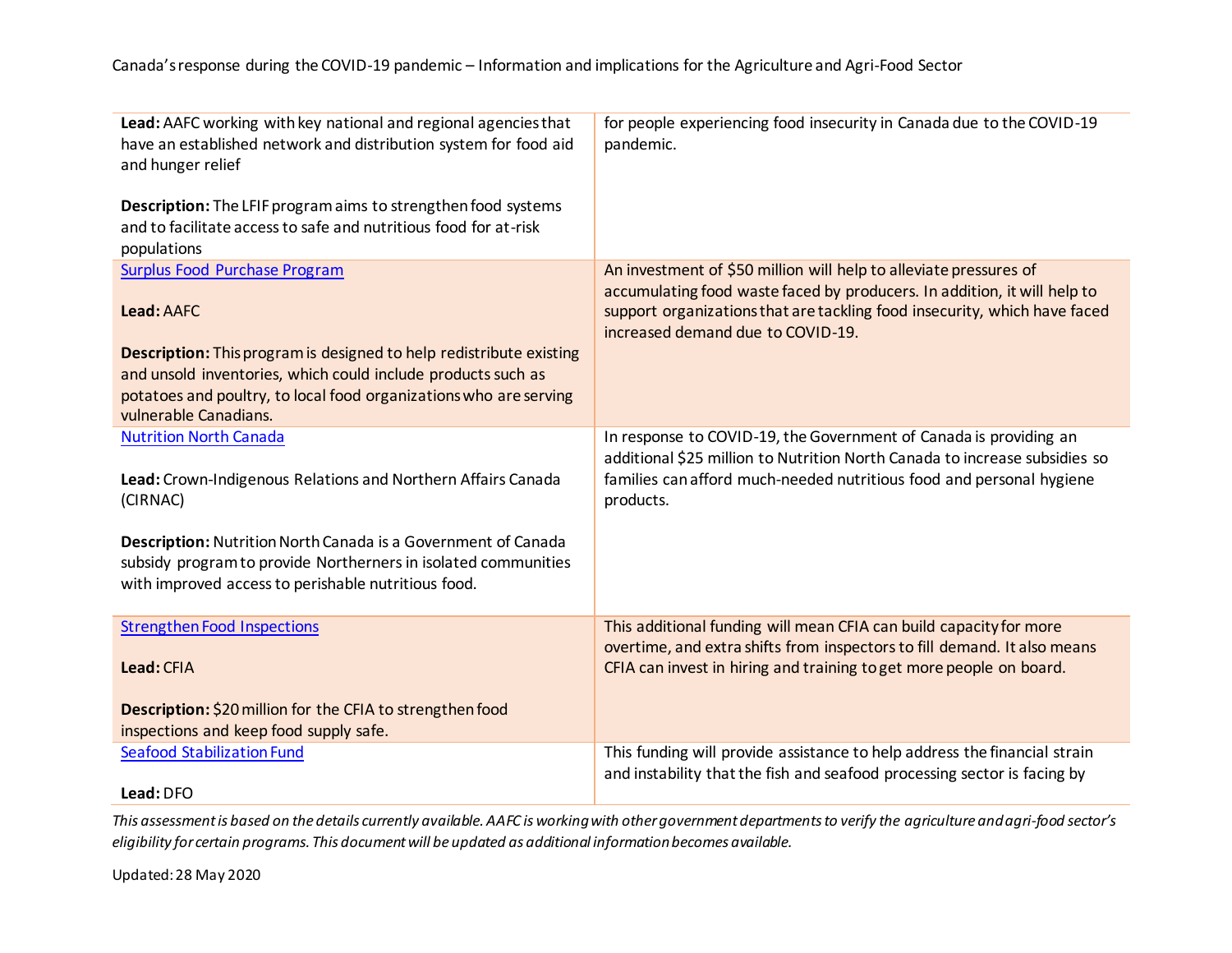| | |
|---|---|
| **Lead:** AAFC working with key national and regional agencies that have an established network and distribution system for food aid and hunger relief<br><br>**Description:** The LFIF program aims to strengthen food systems and to facilitate access to safe and nutritious food for at-risk populations | for people experiencing food insecurity in Canada due to the COVID-19 pandemic. |
| Surplus Food Purchase Program<br><br>**Lead:** AAFC<br><br>**Description:** This program is designed to help redistribute existing and unsold inventories, which could include products such as potatoes and poultry, to local food organizations who are serving vulnerable Canadians. | An investment of $50 million will help to alleviate pressures of accumulating food waste faced by producers. In addition, it will help to support organizations that are tackling food insecurity, which have faced increased demand due to COVID-19. |
| Nutrition North Canada<br><br>**Lead:** Crown-Indigenous Relations and Northern Affairs Canada (CIRNAC)<br><br>**Description:** Nutrition North Canada is a Government of Canada subsidy program to provide Northerners in isolated communities with improved access to perishable nutritious food. | In response to COVID-19, the Government of Canada is providing an additional $25 million to Nutrition North Canada to increase subsidies so families can afford much-needed nutritious food and personal hygiene products. |
| Strengthen Food Inspections<br><br>**Lead:** CFIA<br><br>**Description:** $20 million for the CFIA to strengthen food inspections and keep food supply safe. | This additional funding will mean CFIA can build capacity for more overtime, and extra shifts from inspectors to fill demand. It also means CFIA can invest in hiring and training to get more people on board. |
| Seafood Stabilization Fund<br><br>**Lead:** DFO | This funding will provide assistance to help address the financial strain and instability that the fish and seafood processing sector is facing by |

*This assessment is based on the details currently available. AAFC is working with other government departments to verify the agriculture and agri-food sector's eligibility for certain programs. This document will be updated as additional information becomes available.*

Updated: 28 May 2020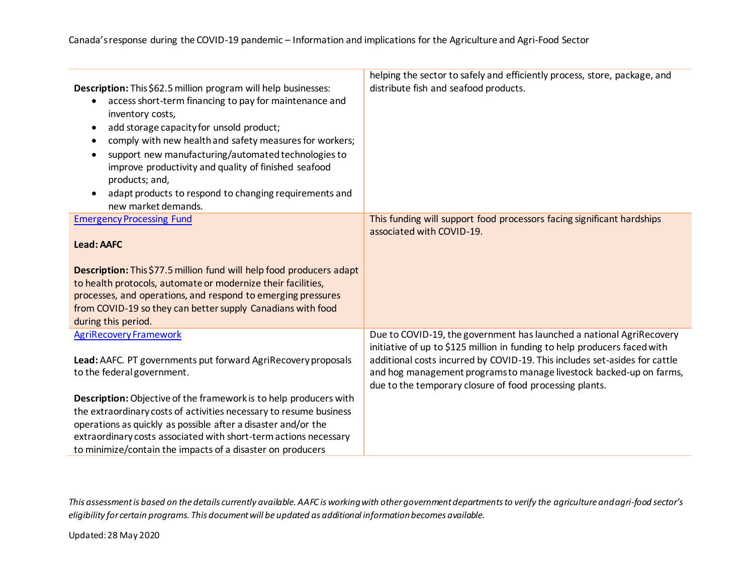| | |
|---|---|
| **Description:** This $62.5 million program will help businesses: <br>• access short-term financing to pay for maintenance and inventory costs, <br>• add storage capacity for unsold product; <br>• comply with new health and safety measures for workers; <br>• support new manufacturing/automated technologies to improve productivity and quality of finished seafood products; and, <br>• adapt products to respond to changing requirements and new market demands. | helping the sector to safely and efficiently process, store, package, and distribute fish and seafood products. |
| Emergency Processing Fund <br><br>**Lead: AAFC** <br><br>**Description:** This $77.5 million fund will help food producers adapt to health protocols, automate or modernize their facilities, processes, and operations, and respond to emerging pressures from COVID-19 so they can better supply Canadians with food during this period. | This funding will support food processors facing significant hardships associated with COVID-19. |
| AgriRecovery Framework <br><br>**Lead:** AAFC. PT governments put forward AgriRecovery proposals to the federal government. <br><br>**Description:** Objective of the framework is to help producers with the extraordinary costs of activities necessary to resume business operations as quickly as possible after a disaster and/or the extraordinary costs associated with short-term actions necessary to minimize/contain the impacts of a disaster on producers | Due to COVID-19, the government has launched a national AgriRecovery initiative of up to $125 million in funding to help producers faced with additional costs incurred by COVID-19. This includes set-asides for cattle and hog management programs to manage livestock backed-up on farms, due to the temporary closure of food processing plants. |

*This assessment is based on the details currently available. AAFC is working with other government departments to verify the agriculture and agri-food sector's eligibility for certain programs. This document will be updated as additional information becomes available.*

Updated: 28 May 2020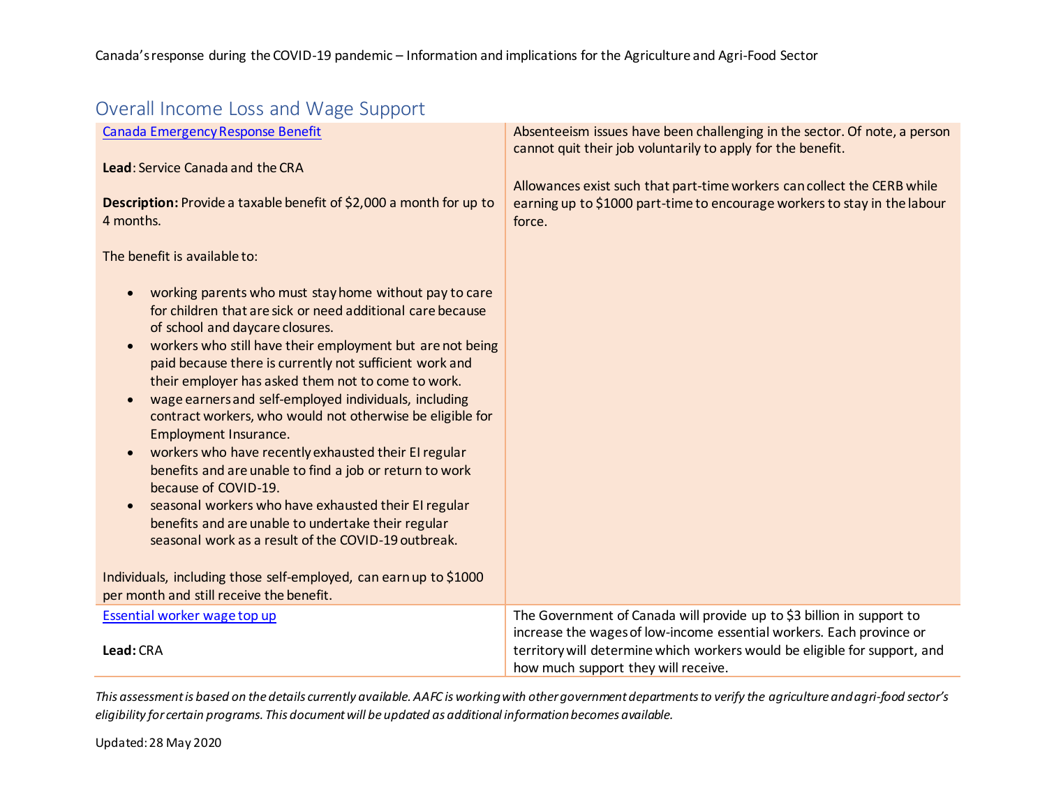## Overall Income Loss and Wage Support

| | |
|---|---|
| Canada Emergency Response Benefit<br><br>**Lead**: Service Canada and the CRA<br><br>**Description:** Provide a taxable benefit of $2,000 a month for up to 4 months.<br><br>The benefit is available to:<br><br>• working parents who must stay home without pay to care for children that are sick or need additional care because of school and daycare closures.<br>• workers who still have their employment but are not being paid because there is currently not sufficient work and their employer has asked them not to come to work.<br>• wage earners and self-employed individuals, including contract workers, who would not otherwise be eligible for Employment Insurance.<br>• workers who have recently exhausted their EI regular benefits and are unable to find a job or return to work because of COVID-19.<br>• seasonal workers who have exhausted their EI regular benefits and are unable to undertake their regular seasonal work as a result of the COVID-19 outbreak.<br><br>Individuals, including those self-employed, can earn up to $1000 per month and still receive the benefit. | Absenteeism issues have been challenging in the sector. Of note, a person cannot quit their job voluntarily to apply for the benefit.<br><br>Allowances exist such that part-time workers can collect the CERB while earning up to $1000 part-time to encourage workers to stay in the labour force. |
| Essential worker wage top up<br><br>**Lead:** CRA | The Government of Canada will provide up to $3 billion in support to increase the wages of low-income essential workers. Each province or territory will determine which workers would be eligible for support, and how much support they will receive. |

*This assessment is based on the details currently available. AAFC is working with other government departments to verify the agriculture and agri-food sector's eligibility for certain programs. This document will be updated as additional information becomes available.*

Updated: 28 May 2020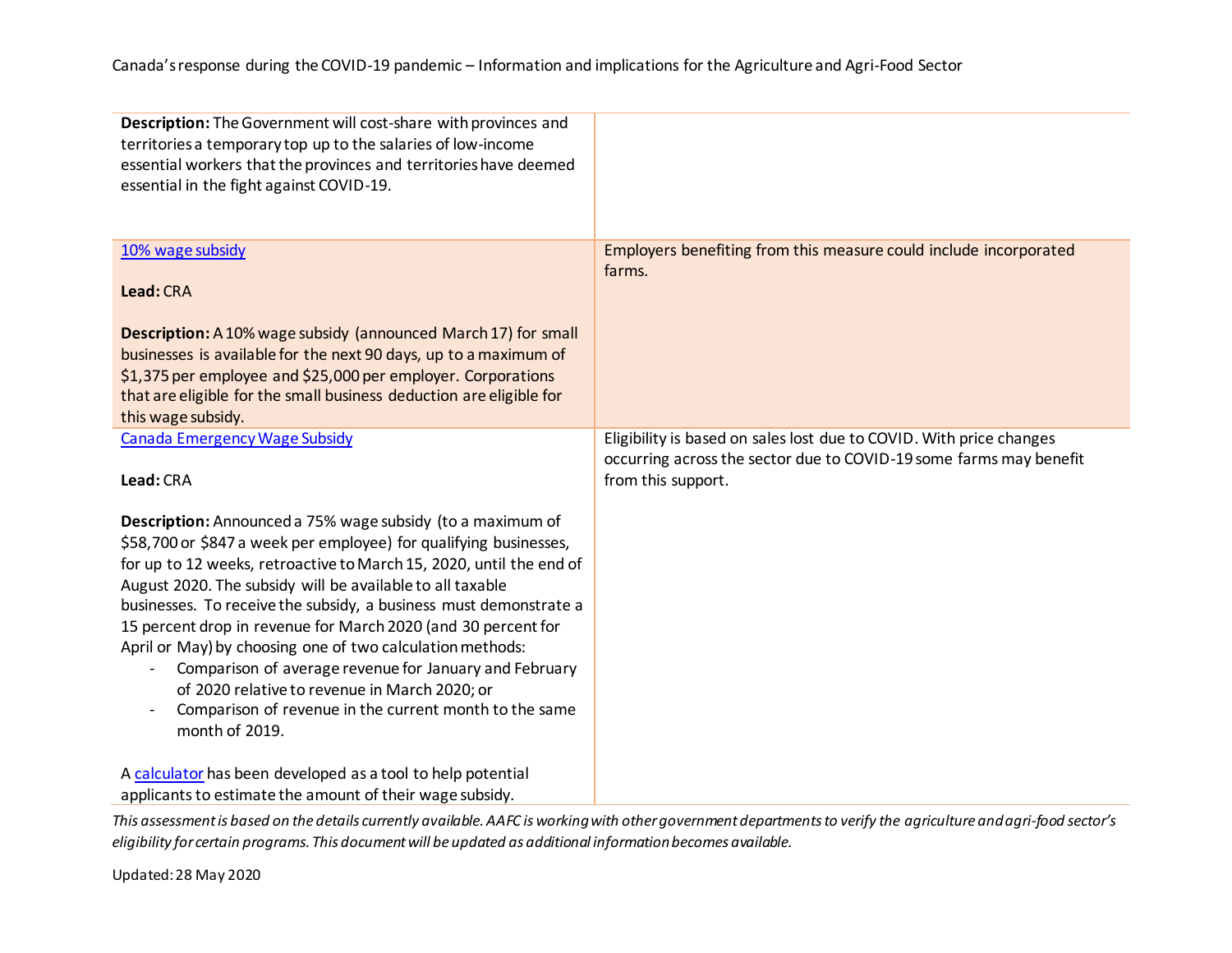| | |
|---|---|
| **Description:** The Government will cost-share with provinces and territories a temporary top up to the salaries of low-income essential workers that the provinces and territories have deemed essential in the fight against COVID-19. | |
| [10% wage subsidy](#)<br><br>**Lead:** CRA<br><br>**Description:** A 10% wage subsidy (announced March 17) for small businesses is available for the next 90 days, up to a maximum of $1,375 per employee and $25,000 per employer. Corporations that are eligible for the small business deduction are eligible for this wage subsidy. | Employers benefiting from this measure could include incorporated farms. |
| [Canada Emergency Wage Subsidy](#)<br><br>**Lead:** CRA<br><br>**Description:** Announced a 75% wage subsidy (to a maximum of $58,700 or $847 a week per employee) for qualifying businesses, for up to 12 weeks, retroactive to March 15, 2020, until the end of August 2020. The subsidy will be available to all taxable businesses. To receive the subsidy, a business must demonstrate a 15 percent drop in revenue for March 2020 (and 30 percent for April or May) by choosing one of two calculation methods:<br>- Comparison of average revenue for January and February of 2020 relative to revenue in March 2020; or<br>- Comparison of revenue in the current month to the same month of 2019.<br><br>A [calculator](#) has been developed as a tool to help potential applicants to estimate the amount of their wage subsidy. | Eligibility is based on sales lost due to COVID. With price changes occurring across the sector due to COVID-19 some farms may benefit from this support. |

*This assessment is based on the details currently available. AAFC is working with other government departments to verify the agriculture and agri-food sector's eligibility for certain programs. This document will be updated as additional information becomes available.*

Updated: 28 May 2020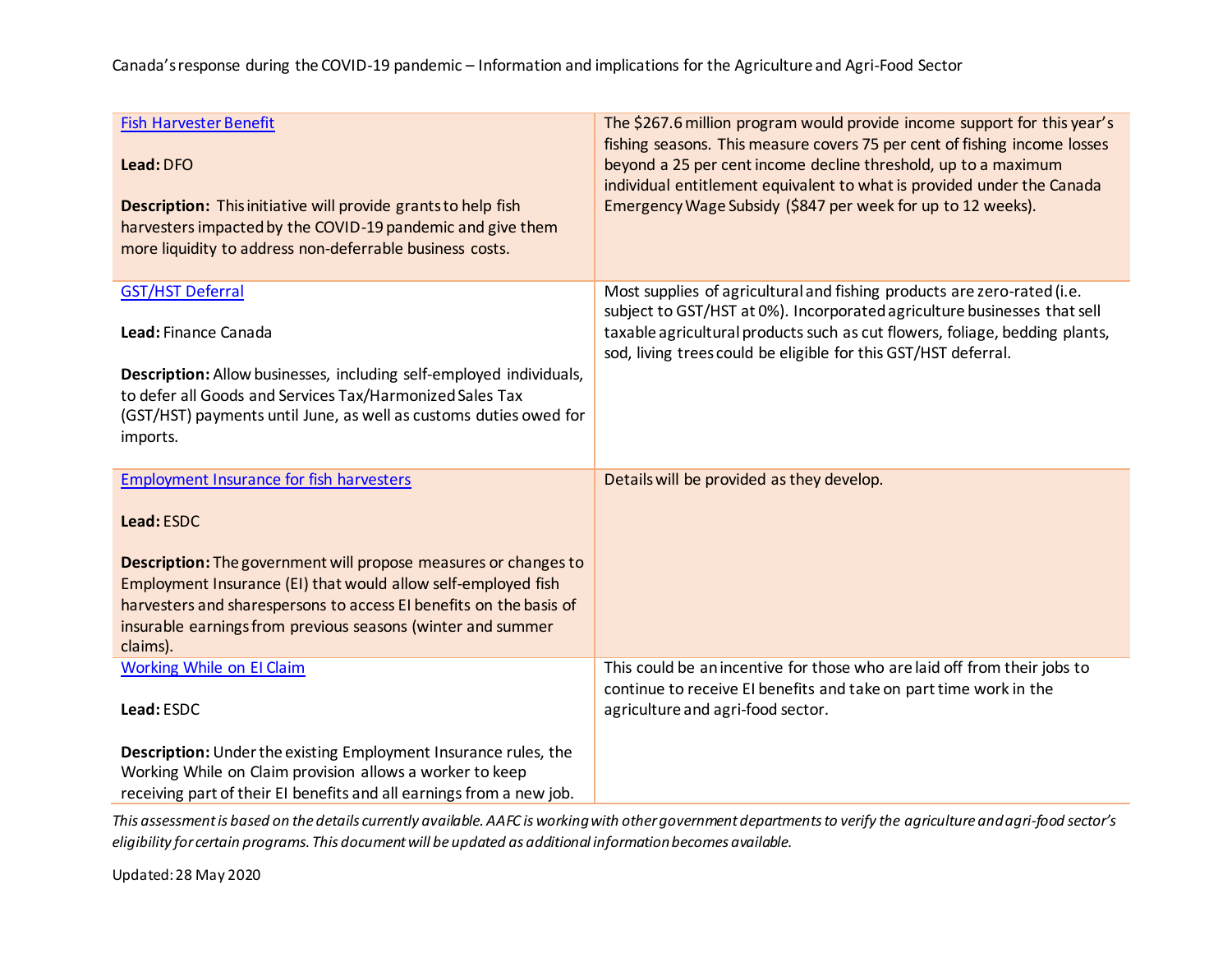| | |
|---|---|
| Fish Harvester Benefit<br><br>**Lead:** DFO<br><br>**Description:** This initiative will provide grants to help fish harvesters impacted by the COVID-19 pandemic and give them more liquidity to address non-deferrable business costs. | The $267.6 million program would provide income support for this year's fishing seasons. This measure covers 75 per cent of fishing income losses beyond a 25 per cent income decline threshold, up to a maximum individual entitlement equivalent to what is provided under the Canada Emergency Wage Subsidy ($847 per week for up to 12 weeks). |
| GST/HST Deferral<br><br>**Lead:** Finance Canada<br><br>**Description:** Allow businesses, including self-employed individuals, to defer all Goods and Services Tax/Harmonized Sales Tax (GST/HST) payments until June, as well as customs duties owed for imports. | Most supplies of agricultural and fishing products are zero-rated (i.e. subject to GST/HST at 0%). Incorporated agriculture businesses that sell taxable agricultural products such as cut flowers, foliage, bedding plants, sod, living trees could be eligible for this GST/HST deferral. |
| Employment Insurance for fish harvesters<br><br>**Lead:** ESDC<br><br>**Description:** The government will propose measures or changes to Employment Insurance (EI) that would allow self-employed fish harvesters and sharespersons to access EI benefits on the basis of insurable earnings from previous seasons (winter and summer claims). | Details will be provided as they develop. |
| Working While on EI Claim<br><br>**Lead:** ESDC<br><br>**Description:** Under the existing Employment Insurance rules, the Working While on Claim provision allows a worker to keep receiving part of their EI benefits and all earnings from a new job. | This could be an incentive for those who are laid off from their jobs to continue to receive EI benefits and take on part time work in the agriculture and agri-food sector. |

*This assessment is based on the details currently available. AAFC is working with other government departments to verify the agriculture and agri-food sector's eligibility for certain programs. This document will be updated as additional information becomes available.*

Updated: 28 May 2020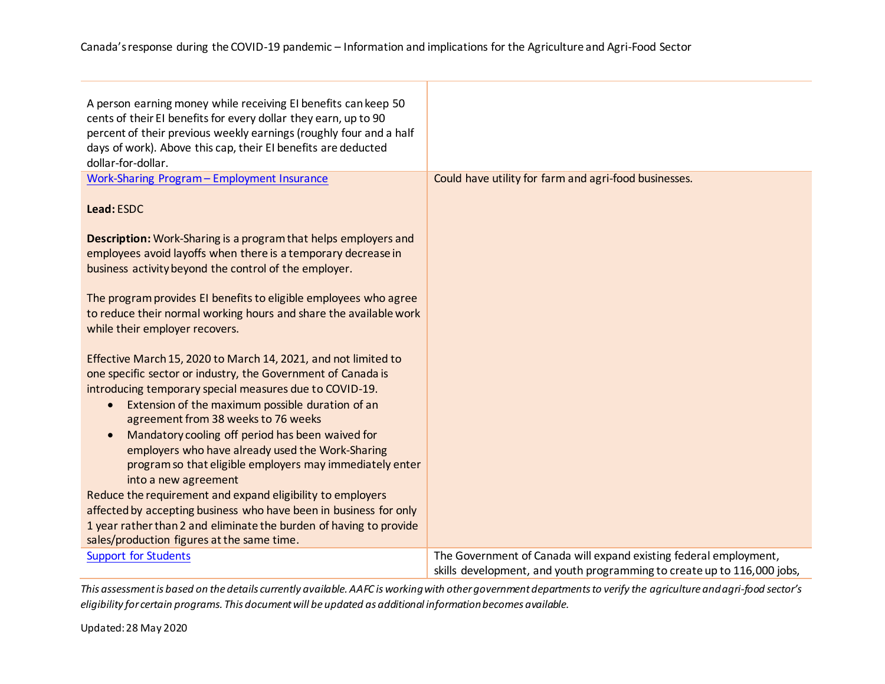| | |
|---|---|
| A person earning money while receiving EI benefits can keep 50 cents of their EI benefits for every dollar they earn, up to 90 percent of their previous weekly earnings (roughly four and a half days of work). Above this cap, their EI benefits are deducted dollar-for-dollar. | |
| Work-Sharing Program – Employment Insurance<br><br>**Lead:** ESDC<br><br>**Description:** Work-Sharing is a program that helps employers and employees avoid layoffs when there is a temporary decrease in business activity beyond the control of the employer.<br><br>The program provides EI benefits to eligible employees who agree to reduce their normal working hours and share the available work while their employer recovers.<br><br>Effective March 15, 2020 to March 14, 2021, and not limited to one specific sector or industry, the Government of Canada is introducing temporary special measures due to COVID-19.<br>• Extension of the maximum possible duration of an agreement from 38 weeks to 76 weeks<br>• Mandatory cooling off period has been waived for employers who have already used the Work-Sharing program so that eligible employers may immediately enter into a new agreement<br>Reduce the requirement and expand eligibility to employers affected by accepting business who have been in business for only 1 year rather than 2 and eliminate the burden of having to provide sales/production figures at the same time. | Could have utility for farm and agri-food businesses. |
| Support for Students | The Government of Canada will expand existing federal employment, skills development, and youth programming to create up to 116,000 jobs, |

*This assessment is based on the details currently available. AAFC is working with other government departments to verify the agriculture and agri-food sector's eligibility for certain programs. This document will be updated as additional information becomes available.*

Updated: 28 May 2020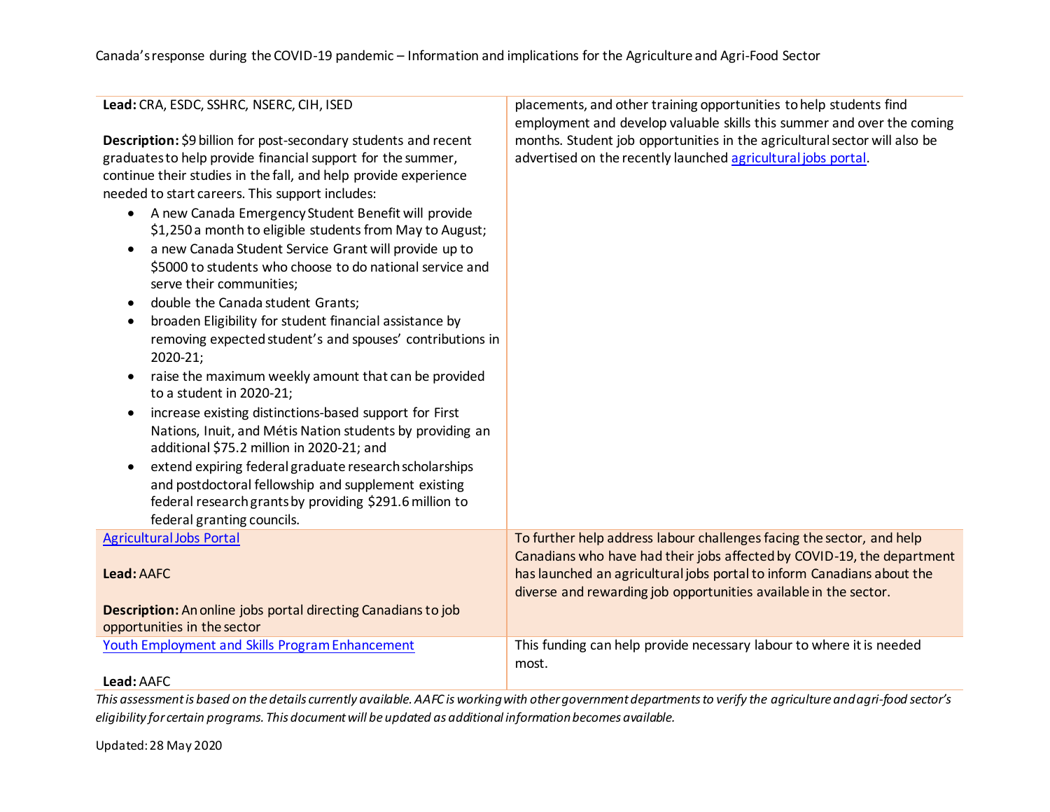| | |
|---|---|
| **Lead:** CRA, ESDC, SSHRC, NSERC, CIH, ISED<br><br>**Description:** $9 billion for post-secondary students and recent graduates to help provide financial support for the summer, continue their studies in the fall, and help provide experience needed to start careers. This support includes:<br>• A new Canada Emergency Student Benefit will provide $1,250 a month to eligible students from May to August;<br>• a new Canada Student Service Grant will provide up to $5000 to students who choose to do national service and serve their communities;<br>• double the Canada student Grants;<br>• broaden Eligibility for student financial assistance by removing expected student's and spouses' contributions in 2020-21;<br>• raise the maximum weekly amount that can be provided to a student in 2020-21;<br>• increase existing distinctions-based support for First Nations, Inuit, and Métis Nation students by providing an additional $75.2 million in 2020-21; and<br>• extend expiring federal graduate research scholarships and postdoctoral fellowship and supplement existing federal research grants by providing $291.6 million to federal granting councils. | placements, and other training opportunities to help students find employment and develop valuable skills this summer and over the coming months. Student job opportunities in the agricultural sector will also be advertised on the recently launched agricultural jobs portal. |
| Agricultural Jobs Portal<br><br>**Lead:** AAFC<br><br>**Description:** An online jobs portal directing Canadians to job opportunities in the sector | To further help address labour challenges facing the sector, and help Canadians who have had their jobs affected by COVID-19, the department has launched an agricultural jobs portal to inform Canadians about the diverse and rewarding job opportunities available in the sector. |
| Youth Employment and Skills Program Enhancement<br><br>**Lead:** AAFC | This funding can help provide necessary labour to where it is needed most. |

*This assessment is based on the details currently available. AAFC is working with other government departments to verify the agriculture and agri-food sector's eligibility for certain programs. This document will be updated as additional information becomes available.*

Updated: 28 May 2020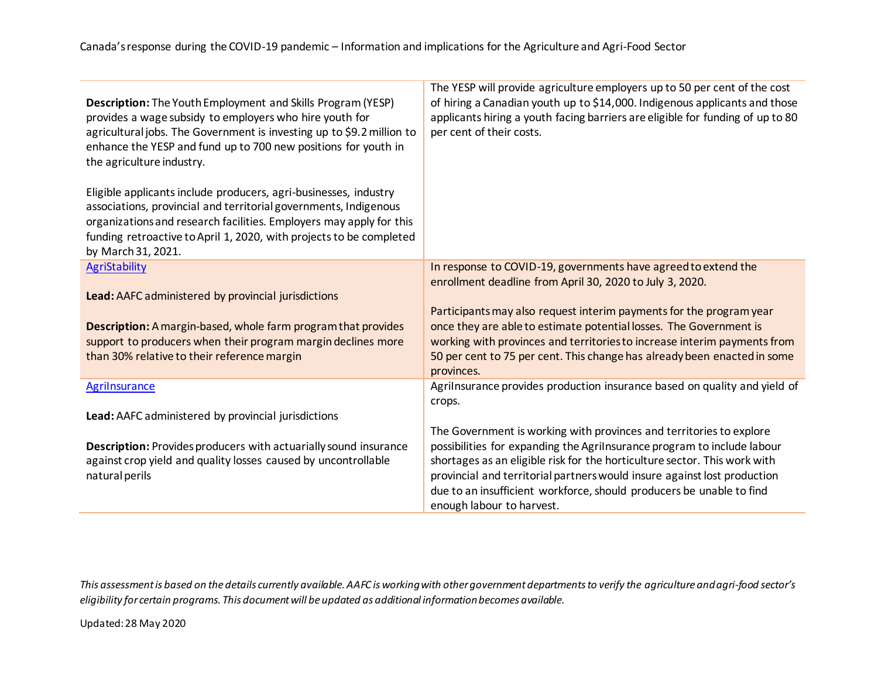| | |
|---|---|
| **Description:** The Youth Employment and Skills Program (YESP) provides a wage subsidy to employers who hire youth for agricultural jobs. The Government is investing up to $9.2 million to enhance the YESP and fund up to 700 new positions for youth in the agriculture industry.<br><br>Eligible applicants include producers, agri-businesses, industry associations, provincial and territorial governments, Indigenous organizations and research facilities. Employers may apply for this funding retroactive to April 1, 2020, with projects to be completed by March 31, 2021. | The YESP will provide agriculture employers up to 50 per cent of the cost of hiring a Canadian youth up to $14,000. Indigenous applicants and those applicants hiring a youth facing barriers are eligible for funding of up to 80 per cent of their costs. |
| AgriStability<br><br>**Lead:** AAFC administered by provincial jurisdictions<br><br>**Description:** A margin-based, whole farm program that provides support to producers when their program margin declines more than 30% relative to their reference margin | In response to COVID-19, governments have agreed to extend the enrollment deadline from April 30, 2020 to July 3, 2020.<br><br>Participants may also request interim payments for the program year once they are able to estimate potential losses. The Government is working with provinces and territories to increase interim payments from 50 per cent to 75 per cent. This change has already been enacted in some provinces. |
| AgriInsurance<br><br>**Lead:** AAFC administered by provincial jurisdictions<br><br>**Description:** Provides producers with actuarially sound insurance against crop yield and quality losses caused by uncontrollable natural perils | AgriInsurance provides production insurance based on quality and yield of crops.<br><br>The Government is working with provinces and territories to explore possibilities for expanding the AgriInsurance program to include labour shortages as an eligible risk for the horticulture sector. This work with provincial and territorial partners would insure against lost production due to an insufficient workforce, should producers be unable to find enough labour to harvest. |

*This assessment is based on the details currently available. AAFC is working with other government departments to verify the agriculture and agri-food sector's eligibility for certain programs. This document will be updated as additional information becomes available.*

Updated: 28 May 2020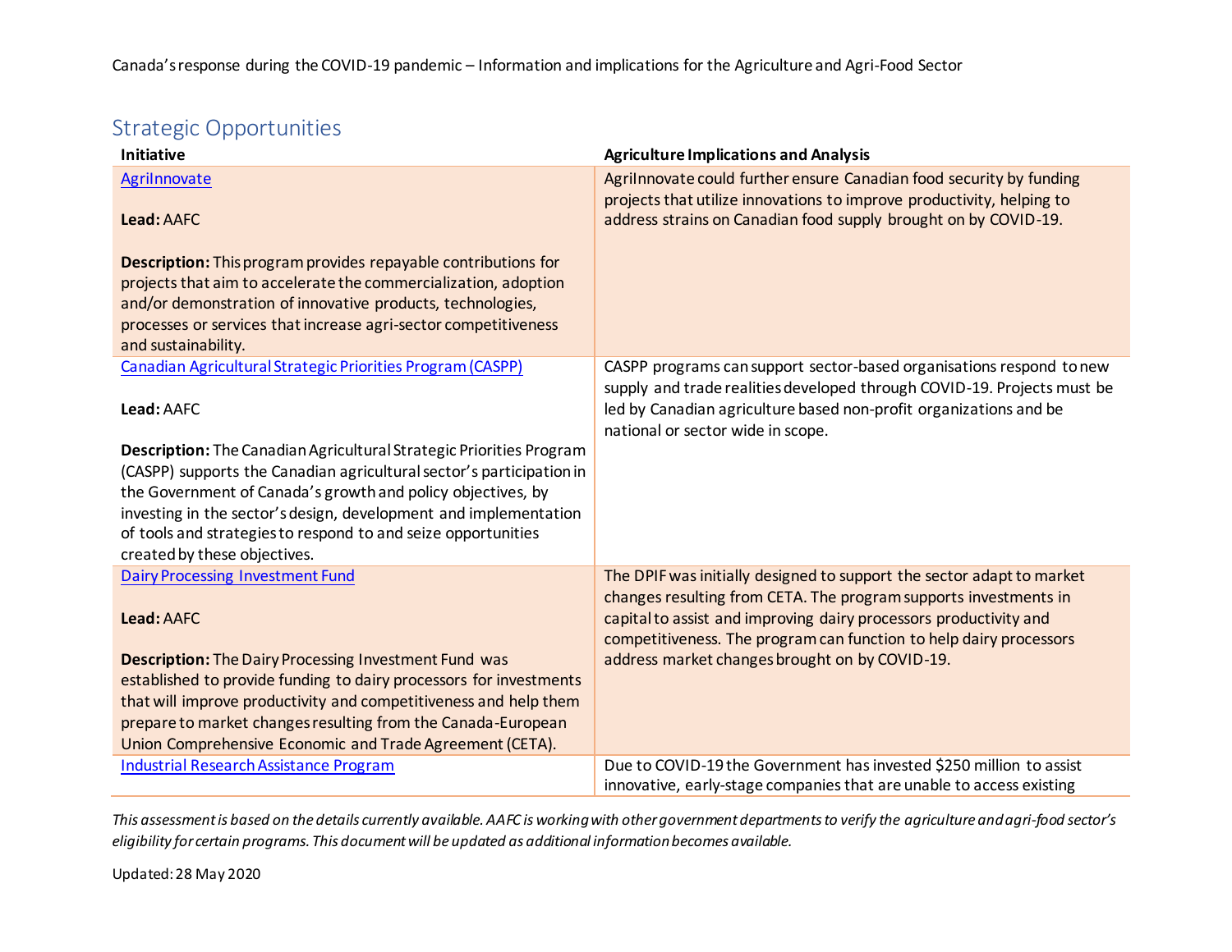## Strategic Opportunities

| Initiative | Agriculture Implications and Analysis |
|---|---|
| [AgriInnovate](#)<br><br>**Lead:** AAFC<br><br>**Description:** This program provides repayable contributions for projects that aim to accelerate the commercialization, adoption and/or demonstration of innovative products, technologies, processes or services that increase agri-sector competitiveness and sustainability. | AgriInnovate could further ensure Canadian food security by funding projects that utilize innovations to improve productivity, helping to address strains on Canadian food supply brought on by COVID-19. |
| [Canadian Agricultural Strategic Priorities Program (CASPP)](#)<br><br>**Lead:** AAFC<br><br>**Description:** The Canadian Agricultural Strategic Priorities Program (CASPP) supports the Canadian agricultural sector's participation in the Government of Canada's growth and policy objectives, by investing in the sector's design, development and implementation of tools and strategies to respond to and seize opportunities created by these objectives. | CASPP programs can support sector-based organisations respond to new supply and trade realities developed through COVID-19. Projects must be led by Canadian agriculture based non-profit organizations and be national or sector wide in scope. |
| [Dairy Processing Investment Fund](#)<br><br>**Lead:** AAFC<br><br>**Description:** The Dairy Processing Investment Fund was established to provide funding to dairy processors for investments that will improve productivity and competitiveness and help them prepare to market changes resulting from the Canada-European Union Comprehensive Economic and Trade Agreement (CETA). | The DPIF was initially designed to support the sector adapt to market changes resulting from CETA. The program supports investments in capital to assist and improving dairy processors productivity and competitiveness. The program can function to help dairy processors address market changes brought on by COVID-19. |
| [Industrial Research Assistance Program](#) | Due to COVID-19 the Government has invested $250 million to assist innovative, early-stage companies that are unable to access existing |

*This assessment is based on the details currently available. AAFC is working with other government departments to verify the agriculture and agri-food sector's eligibility for certain programs. This document will be updated as additional information becomes available.*

Updated: 28 May 2020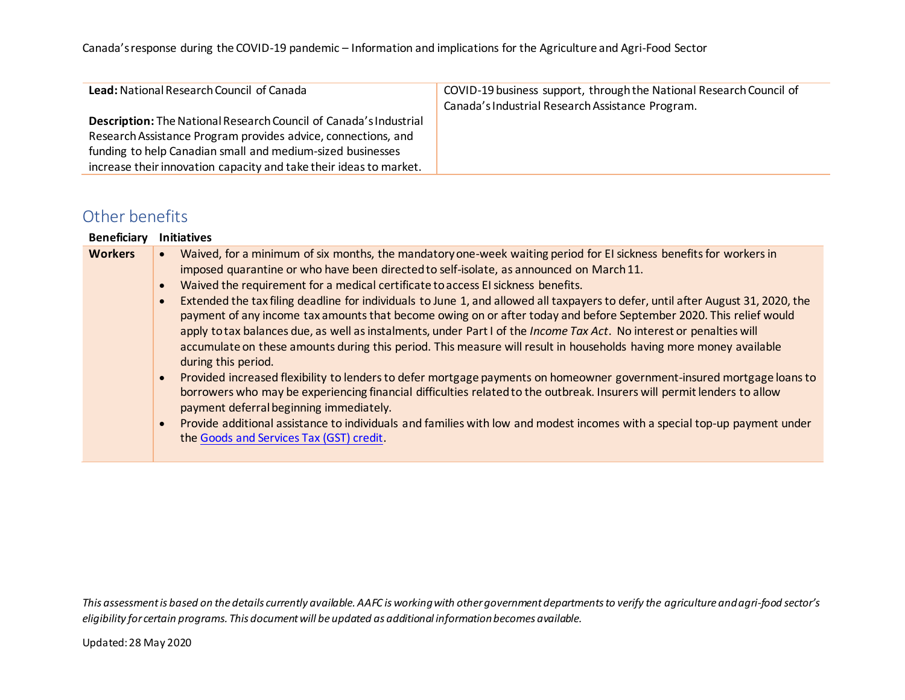| | |
|---|---|
| **Lead:** National Research Council of Canada<br><br>**Description:** The National Research Council of Canada's Industrial Research Assistance Program provides advice, connections, and funding to help Canadian small and medium-sized businesses increase their innovation capacity and take their ideas to market. | COVID-19 business support, through the National Research Council of Canada's Industrial Research Assistance Program. |

## Other benefits

| Beneficiary | Initiatives |
|---|---|
| **Workers** | • Waived, for a minimum of six months, the mandatory one-week waiting period for EI sickness benefits for workers in imposed quarantine or who have been directed to self-isolate, as announced on March 11.<br>• Waived the requirement for a medical certificate to access EI sickness benefits.<br>• Extended the tax filing deadline for individuals to June 1, and allowed all taxpayers to defer, until after August 31, 2020, the payment of any income tax amounts that become owing on or after today and before September 2020. This relief would apply to tax balances due, as well as instalments, under Part I of the *Income Tax Act*. No interest or penalties will accumulate on these amounts during this period. This measure will result in households having more money available during this period.<br>• Provided increased flexibility to lenders to defer mortgage payments on homeowner government-insured mortgage loans to borrowers who may be experiencing financial difficulties related to the outbreak. Insurers will permit lenders to allow payment deferral beginning immediately.<br>• Provide additional assistance to individuals and families with low and modest incomes with a special top-up payment under the Goods and Services Tax (GST) credit. |

*This assessment is based on the details currently available. AAFC is working with other government departments to verify the agriculture and agri-food sector's eligibility for certain programs. This document will be updated as additional information becomes available.*

Updated: 28 May 2020